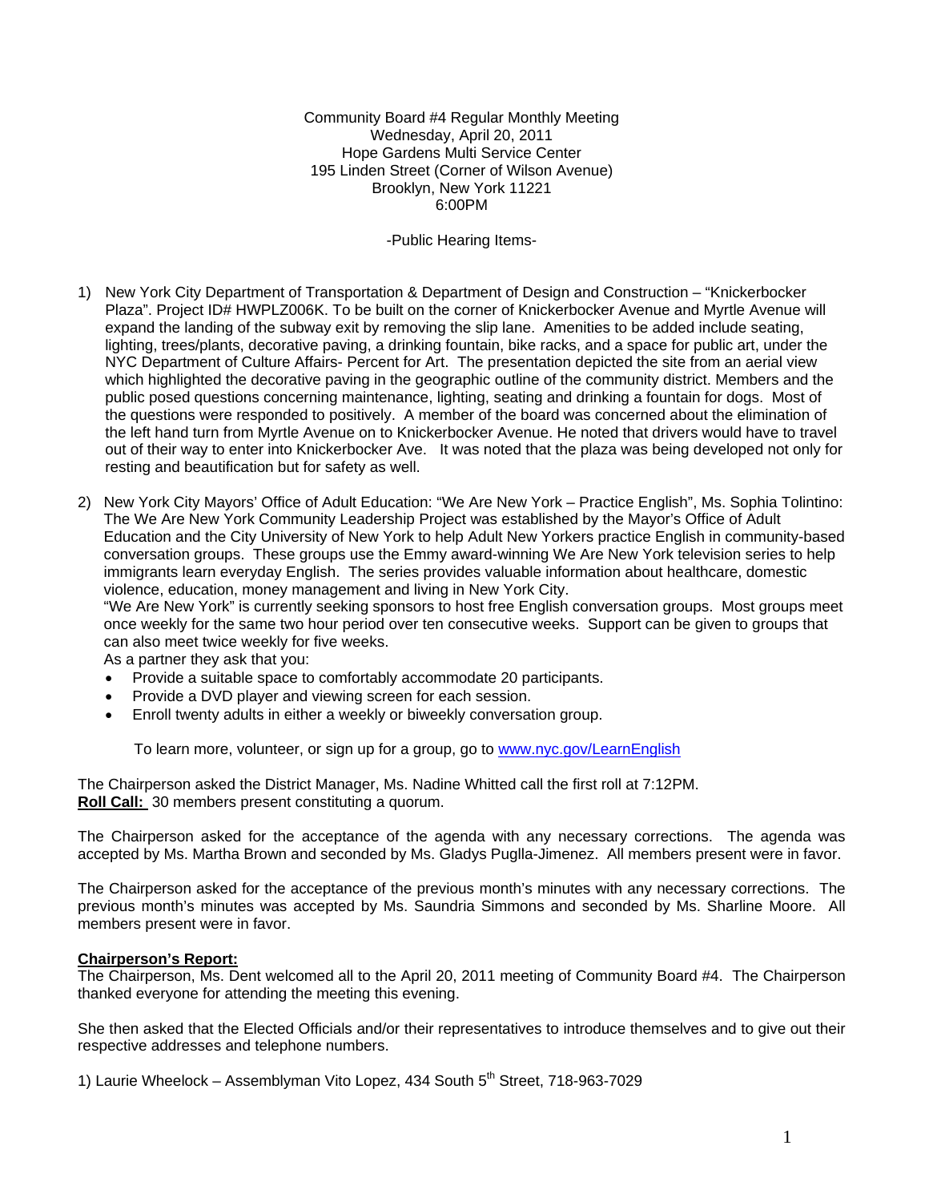Community Board #4 Regular Monthly Meeting
Wednesday, April 20, 2011
Hope Gardens Multi Service Center
195 Linden Street (Corner of Wilson Avenue)
Brooklyn, New York 11221
6:00PM

-Public Hearing Items-

1) New York City Department of Transportation & Department of Design and Construction – "Knickerbocker Plaza". Project ID# HWPLZ006K. To be built on the corner of Knickerbocker Avenue and Myrtle Avenue will expand the landing of the subway exit by removing the slip lane. Amenities to be added include seating, lighting, trees/plants, decorative paving, a drinking fountain, bike racks, and a space for public art, under the NYC Department of Culture Affairs- Percent for Art. The presentation depicted the site from an aerial view which highlighted the decorative paving in the geographic outline of the community district. Members and the public posed questions concerning maintenance, lighting, seating and drinking a fountain for dogs. Most of the questions were responded to positively. A member of the board was concerned about the elimination of the left hand turn from Myrtle Avenue on to Knickerbocker Avenue. He noted that drivers would have to travel out of their way to enter into Knickerbocker Ave. It was noted that the plaza was being developed not only for resting and beautification but for safety as well.

2) New York City Mayors' Office of Adult Education: "We Are New York – Practice English", Ms. Sophia Tolintino: The We Are New York Community Leadership Project was established by the Mayor's Office of Adult Education and the City University of New York to help Adult New Yorkers practice English in community-based conversation groups. These groups use the Emmy award-winning We Are New York television series to help immigrants learn everyday English. The series provides valuable information about healthcare, domestic violence, education, money management and living in New York City.
"We Are New York" is currently seeking sponsors to host free English conversation groups. Most groups meet once weekly for the same two hour period over ten consecutive weeks. Support can be given to groups that can also meet twice weekly for five weeks.
As a partner they ask that you:
   - Provide a suitable space to comfortably accommodate 20 participants.
   - Provide a DVD player and viewing screen for each session.
   - Enroll twenty adults in either a weekly or biweekly conversation group.

   To learn more, volunteer, or sign up for a group, go to www.nyc.gov/LearnEnglish

The Chairperson asked the District Manager, Ms. Nadine Whitted call the first roll at 7:12PM.
**Roll Call:** 30 members present constituting a quorum.

The Chairperson asked for the acceptance of the agenda with any necessary corrections. The agenda was accepted by Ms. Martha Brown and seconded by Ms. Gladys Puglla-Jimenez. All members present were in favor.

The Chairperson asked for the acceptance of the previous month's minutes with any necessary corrections. The previous month's minutes was accepted by Ms. Saundria Simmons and seconded by Ms. Sharline Moore. All members present were in favor.

**Chairperson's Report:**
The Chairperson, Ms. Dent welcomed all to the April 20, 2011 meeting of Community Board #4. The Chairperson thanked everyone for attending the meeting this evening.

She then asked that the Elected Officials and/or their representatives to introduce themselves and to give out their respective addresses and telephone numbers.

1) Laurie Wheelock – Assemblyman Vito Lopez, 434 South 5th Street, 718-963-7029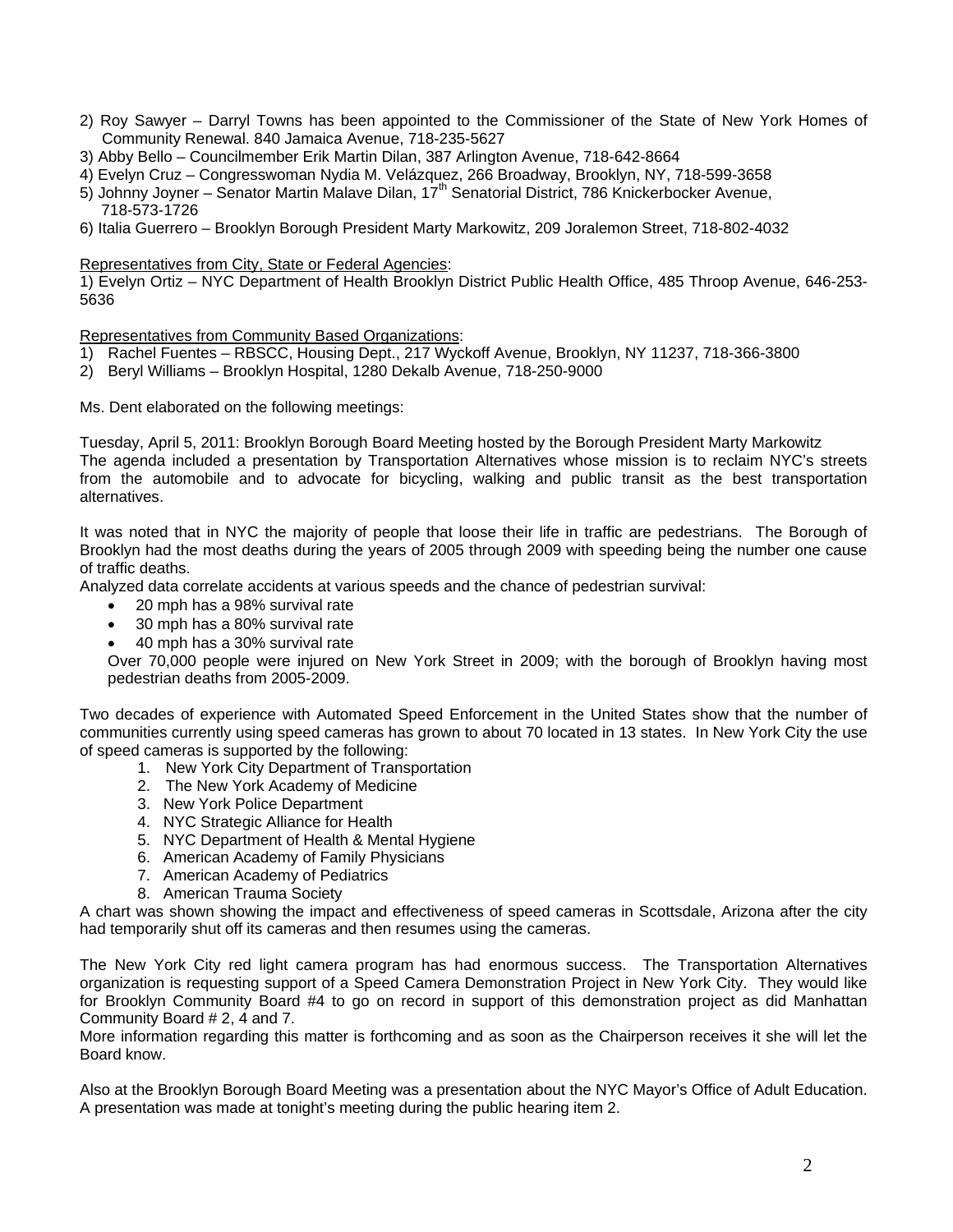2) Roy Sawyer – Darryl Towns has been appointed to the Commissioner of the State of New York Homes of Community Renewal. 840 Jamaica Avenue, 718-235-5627
3) Abby Bello – Councilmember Erik Martin Dilan, 387 Arlington Avenue, 718-642-8664
4) Evelyn Cruz – Congresswoman Nydia M. Velázquez, 266 Broadway, Brooklyn, NY, 718-599-3658
5) Johnny Joyner – Senator Martin Malave Dilan, 17th Senatorial District, 786 Knickerbocker Avenue, 718-573-1726
6) Italia Guerrero – Brooklyn Borough President Marty Markowitz, 209 Joralemon Street, 718-802-4032

Representatives from City, State or Federal Agencies:
1) Evelyn Ortiz – NYC Department of Health Brooklyn District Public Health Office, 485 Throop Avenue, 646-253-5636

Representatives from Community Based Organizations:
1) Rachel Fuentes – RBSCC, Housing Dept., 217 Wyckoff Avenue, Brooklyn, NY 11237, 718-366-3800
2) Beryl Williams – Brooklyn Hospital, 1280 Dekalb Avenue, 718-250-9000

Ms. Dent elaborated on the following meetings:

Tuesday, April 5, 2011: Brooklyn Borough Board Meeting hosted by the Borough President Marty Markowitz
The agenda included a presentation by Transportation Alternatives whose mission is to reclaim NYC's streets from the automobile and to advocate for bicycling, walking and public transit as the best transportation alternatives.

It was noted that in NYC the majority of people that loose their life in traffic are pedestrians. The Borough of Brooklyn had the most deaths during the years of 2005 through 2009 with speeding being the number one cause of traffic deaths.
Analyzed data correlate accidents at various speeds and the chance of pedestrian survival:

- 20 mph has a 98% survival rate
- 30 mph has a 80% survival rate
- 40 mph has a 30% survival rate

Over 70,000 people were injured on New York Street in 2009; with the borough of Brooklyn having most pedestrian deaths from 2005-2009.

Two decades of experience with Automated Speed Enforcement in the United States show that the number of communities currently using speed cameras has grown to about 70 located in 13 states. In New York City the use of speed cameras is supported by the following:

1. New York City Department of Transportation
2. The New York Academy of Medicine
3. New York Police Department
4. NYC Strategic Alliance for Health
5. NYC Department of Health & Mental Hygiene
6. American Academy of Family Physicians
7. American Academy of Pediatrics
8. American Trauma Society

A chart was shown showing the impact and effectiveness of speed cameras in Scottsdale, Arizona after the city had temporarily shut off its cameras and then resumes using the cameras.

The New York City red light camera program has had enormous success. The Transportation Alternatives organization is requesting support of a Speed Camera Demonstration Project in New York City. They would like for Brooklyn Community Board #4 to go on record in support of this demonstration project as did Manhattan Community Board # 2, 4 and 7.
More information regarding this matter is forthcoming and as soon as the Chairperson receives it she will let the Board know.

Also at the Brooklyn Borough Board Meeting was a presentation about the NYC Mayor's Office of Adult Education. A presentation was made at tonight's meeting during the public hearing item 2.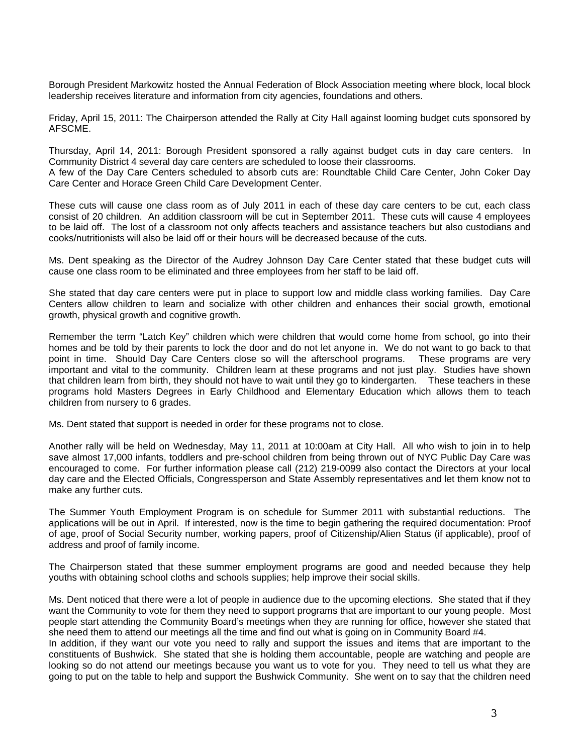Borough President Markowitz hosted the Annual Federation of Block Association meeting where block, local block leadership receives literature and information from city agencies, foundations and others.

Friday, April 15, 2011: The Chairperson attended the Rally at City Hall against looming budget cuts sponsored by AFSCME.

Thursday, April 14, 2011: Borough President sponsored a rally against budget cuts in day care centers. In Community District 4 several day care centers are scheduled to loose their classrooms.
A few of the Day Care Centers scheduled to absorb cuts are: Roundtable Child Care Center, John Coker Day Care Center and Horace Green Child Care Development Center.

These cuts will cause one class room as of July 2011 in each of these day care centers to be cut, each class consist of 20 children. An addition classroom will be cut in September 2011. These cuts will cause 4 employees to be laid off. The lost of a classroom not only affects teachers and assistance teachers but also custodians and cooks/nutritionists will also be laid off or their hours will be decreased because of the cuts.

Ms. Dent speaking as the Director of the Audrey Johnson Day Care Center stated that these budget cuts will cause one class room to be eliminated and three employees from her staff to be laid off.

She stated that day care centers were put in place to support low and middle class working families. Day Care Centers allow children to learn and socialize with other children and enhances their social growth, emotional growth, physical growth and cognitive growth.

Remember the term "Latch Key" children which were children that would come home from school, go into their homes and be told by their parents to lock the door and do not let anyone in. We do not want to go back to that point in time. Should Day Care Centers close so will the afterschool programs. These programs are very important and vital to the community. Children learn at these programs and not just play. Studies have shown that children learn from birth, they should not have to wait until they go to kindergarten. These teachers in these programs hold Masters Degrees in Early Childhood and Elementary Education which allows them to teach children from nursery to 6 grades.

Ms. Dent stated that support is needed in order for these programs not to close.

Another rally will be held on Wednesday, May 11, 2011 at 10:00am at City Hall. All who wish to join in to help save almost 17,000 infants, toddlers and pre-school children from being thrown out of NYC Public Day Care was encouraged to come. For further information please call (212) 219-0099 also contact the Directors at your local day care and the Elected Officials, Congressperson and State Assembly representatives and let them know not to make any further cuts.

The Summer Youth Employment Program is on schedule for Summer 2011 with substantial reductions. The applications will be out in April. If interested, now is the time to begin gathering the required documentation: Proof of age, proof of Social Security number, working papers, proof of Citizenship/Alien Status (if applicable), proof of address and proof of family income.

The Chairperson stated that these summer employment programs are good and needed because they help youths with obtaining school cloths and schools supplies; help improve their social skills.

Ms. Dent noticed that there were a lot of people in audience due to the upcoming elections. She stated that if they want the Community to vote for them they need to support programs that are important to our young people. Most people start attending the Community Board's meetings when they are running for office, however she stated that she need them to attend our meetings all the time and find out what is going on in Community Board #4.
In addition, if they want our vote you need to rally and support the issues and items that are important to the constituents of Bushwick. She stated that she is holding them accountable, people are watching and people are looking so do not attend our meetings because you want us to vote for you. They need to tell us what they are going to put on the table to help and support the Bushwick Community. She went on to say that the children need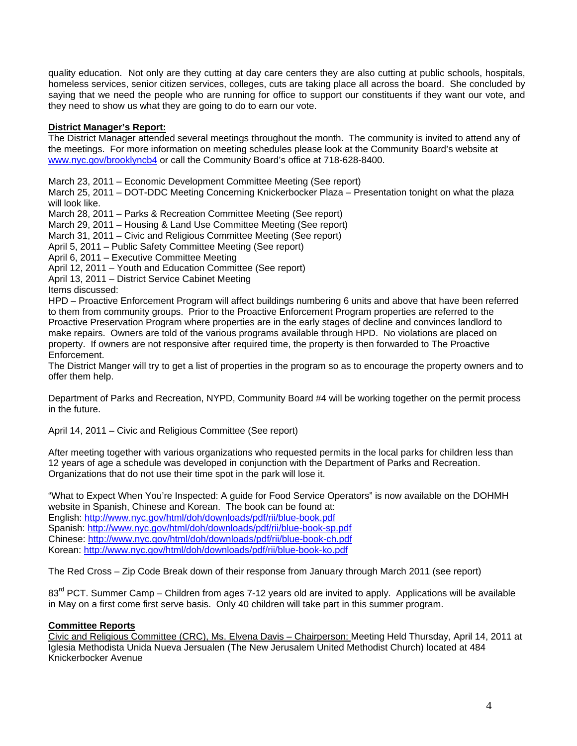quality education. Not only are they cutting at day care centers they are also cutting at public schools, hospitals, homeless services, senior citizen services, colleges, cuts are taking place all across the board. She concluded by saying that we need the people who are running for office to support our constituents if they want our vote, and they need to show us what they are going to do to earn our vote.

**District Manager's Report:**

The District Manager attended several meetings throughout the month. The community is invited to attend any of the meetings. For more information on meeting schedules please look at the Community Board's website at www.nyc.gov/brooklyncb4 or call the Community Board's office at 718-628-8400.

March 23, 2011 – Economic Development Committee Meeting (See report)
March 25, 2011 – DOT-DDC Meeting Concerning Knickerbocker Plaza – Presentation tonight on what the plaza will look like.
March 28, 2011 – Parks & Recreation Committee Meeting (See report)
March 29, 2011 – Housing & Land Use Committee Meeting (See report)
March 31, 2011 – Civic and Religious Committee Meeting (See report)
April 5, 2011 – Public Safety Committee Meeting (See report)
April 6, 2011 – Executive Committee Meeting
April 12, 2011 – Youth and Education Committee (See report)
April 13, 2011 – District Service Cabinet Meeting
Items discussed:
HPD – Proactive Enforcement Program will affect buildings numbering 6 units and above that have been referred to them from community groups. Prior to the Proactive Enforcement Program properties are referred to the Proactive Preservation Program where properties are in the early stages of decline and convinces landlord to make repairs. Owners are told of the various programs available through HPD. No violations are placed on property. If owners are not responsive after required time, the property is then forwarded to The Proactive Enforcement.
The District Manger will try to get a list of properties in the program so as to encourage the property owners and to offer them help.

Department of Parks and Recreation, NYPD, Community Board #4 will be working together on the permit process in the future.

April 14, 2011 – Civic and Religious Committee (See report)

After meeting together with various organizations who requested permits in the local parks for children less than 12 years of age a schedule was developed in conjunction with the Department of Parks and Recreation. Organizations that do not use their time spot in the park will lose it.

"What to Expect When You're Inspected: A guide for Food Service Operators" is now available on the DOHMH website in Spanish, Chinese and Korean. The book can be found at:
English: http://www.nyc.gov/html/doh/downloads/pdf/rii/blue-book.pdf
Spanish: http://www.nyc.gov/html/doh/downloads/pdf/rii/blue-book-sp.pdf
Chinese: http://www.nyc.gov/html/doh/downloads/pdf/rii/blue-book-ch.pdf
Korean: http://www.nyc.gov/html/doh/downloads/pdf/rii/blue-book-ko.pdf

The Red Cross – Zip Code Break down of their response from January through March 2011 (see report)

83rd PCT. Summer Camp – Children from ages 7-12 years old are invited to apply. Applications will be available in May on a first come first serve basis. Only 40 children will take part in this summer program.

**Committee Reports**

Civic and Religious Committee (CRC), Ms. Elvena Davis – Chairperson: Meeting Held Thursday, April 14, 2011 at Iglesia Methodista Unida Nueva Jersualen (The New Jerusalem United Methodist Church) located at 484 Knickerbocker Avenue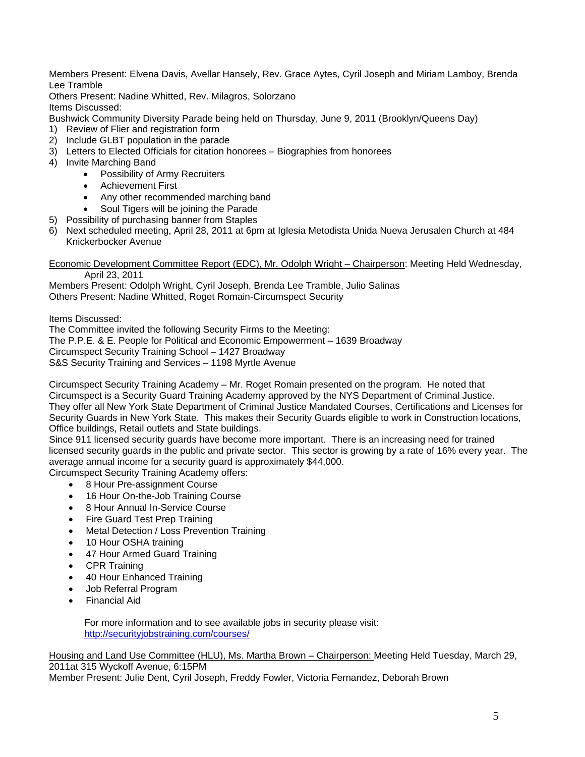Members Present: Elvena Davis, Avellar Hansely, Rev. Grace Aytes, Cyril Joseph and Miriam Lamboy, Brenda Lee Tramble

Others Present: Nadine Whitted, Rev. Milagros, Solorzano

Items Discussed:

Bushwick Community Diversity Parade being held on Thursday, June 9, 2011 (Brooklyn/Queens Day)

1) Review of Flier and registration form
2) Include GLBT population in the parade
3) Letters to Elected Officials for citation honorees – Biographies from honorees
4) Invite Marching Band
   - Possibility of Army Recruiters
   - Achievement First
   - Any other recommended marching band
   - Soul Tigers will be joining the Parade
5) Possibility of purchasing banner from Staples
6) Next scheduled meeting, April 28, 2011 at 6pm at Iglesia Metodista Unida Nueva Jerusalen Church at 484 Knickerbocker Avenue

<u>Economic Development Committee Report (EDC), Mr. Odolph Wright – Chairperson</u>: Meeting Held Wednesday, April 23, 2011

Members Present: Odolph Wright, Cyril Joseph, Brenda Lee Tramble, Julio Salinas

Others Present: Nadine Whitted, Roget Romain-Circumspect Security

Items Discussed:

The Committee invited the following Security Firms to the Meeting:

The P.P.E. & E. People for Political and Economic Empowerment – 1639 Broadway

Circumspect Security Training School – 1427 Broadway

S&S Security Training and Services – 1198 Myrtle Avenue

Circumspect Security Training Academy – Mr. Roget Romain presented on the program. He noted that Circumspect is a Security Guard Training Academy approved by the NYS Department of Criminal Justice. They offer all New York State Department of Criminal Justice Mandated Courses, Certifications and Licenses for Security Guards in New York State. This makes their Security Guards eligible to work in Construction locations, Office buildings, Retail outlets and State buildings.

Since 911 licensed security guards have become more important. There is an increasing need for trained licensed security guards in the public and private sector. This sector is growing by a rate of 16% every year. The average annual income for a security guard is approximately $44,000.

Circumspect Security Training Academy offers:

- 8 Hour Pre-assignment Course
- 16 Hour On-the-Job Training Course
- 8 Hour Annual In-Service Course
- Fire Guard Test Prep Training
- Metal Detection / Loss Prevention Training
- 10 Hour OSHA training
- 47 Hour Armed Guard Training
- CPR Training
- 40 Hour Enhanced Training
- Job Referral Program
- Financial Aid

For more information and to see available jobs in security please visit: http://securityjobstraining.com/courses/

<u>Housing and Land Use Committee (HLU), Ms. Martha Brown – Chairperson:</u> Meeting Held Tuesday, March 29, 2011at 315 Wyckoff Avenue, 6:15PM

Member Present: Julie Dent, Cyril Joseph, Freddy Fowler, Victoria Fernandez, Deborah Brown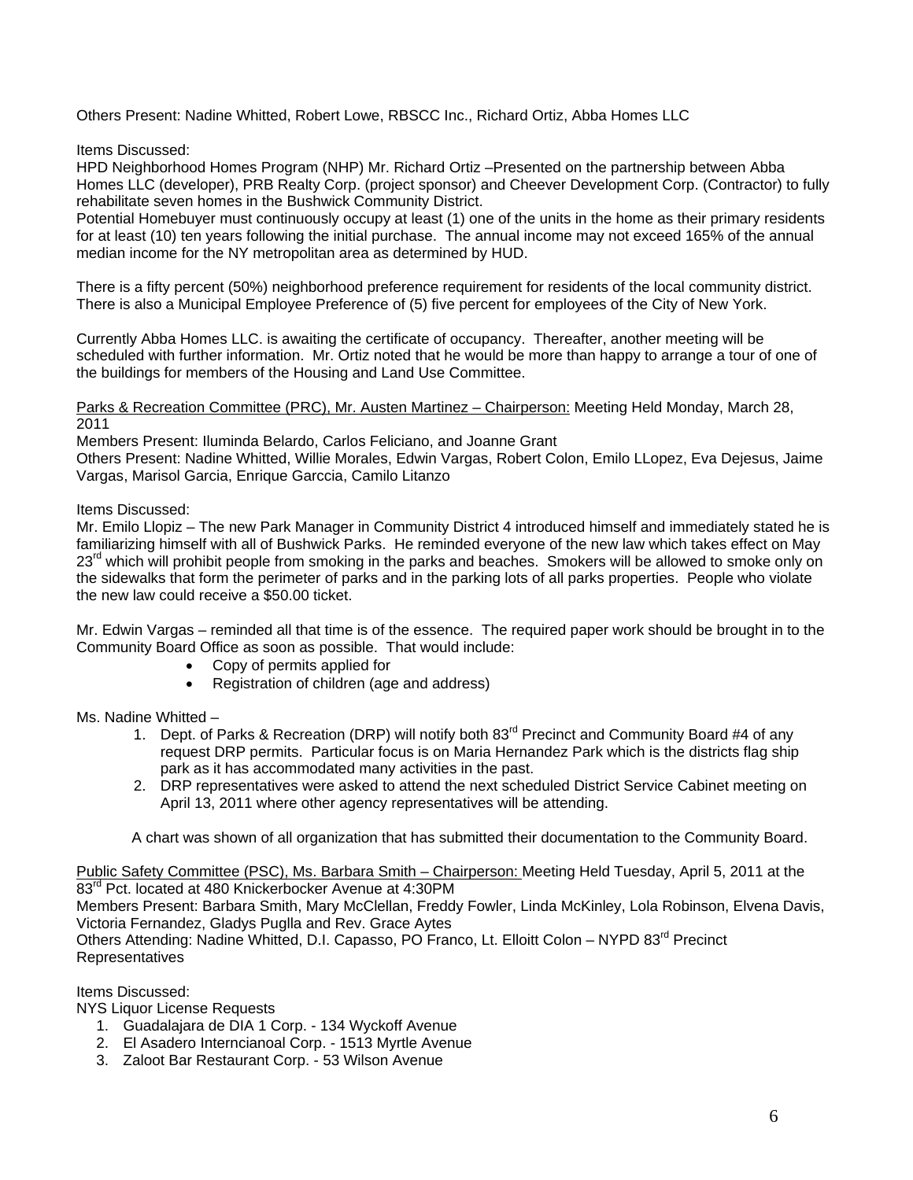Others Present: Nadine Whitted, Robert Lowe, RBSCC Inc., Richard Ortiz, Abba Homes LLC

Items Discussed:
HPD Neighborhood Homes Program (NHP) Mr. Richard Ortiz –Presented on the partnership between Abba Homes LLC (developer), PRB Realty Corp. (project sponsor) and Cheever Development Corp. (Contractor) to fully rehabilitate seven homes in the Bushwick Community District.
Potential Homebuyer must continuously occupy at least (1) one of the units in the home as their primary residents for at least (10) ten years following the initial purchase. The annual income may not exceed 165% of the annual median income for the NY metropolitan area as determined by HUD.

There is a fifty percent (50%) neighborhood preference requirement for residents of the local community district. There is also a Municipal Employee Preference of (5) five percent for employees of the City of New York.

Currently Abba Homes LLC. is awaiting the certificate of occupancy. Thereafter, another meeting will be scheduled with further information. Mr. Ortiz noted that he would be more than happy to arrange a tour of one of the buildings for members of the Housing and Land Use Committee.

<u>Parks & Recreation Committee (PRC), Mr. Austen Martinez – Chairperson:</u> Meeting Held Monday, March 28, 2011
Members Present: Iluminda Belardo, Carlos Feliciano, and Joanne Grant
Others Present: Nadine Whitted, Willie Morales, Edwin Vargas, Robert Colon, Emilo LLopez, Eva Dejesus, Jaime Vargas, Marisol Garcia, Enrique Garccia, Camilo Litanzo

Items Discussed:
Mr. Emilo Llopiz – The new Park Manager in Community District 4 introduced himself and immediately stated he is familiarizing himself with all of Bushwick Parks. He reminded everyone of the new law which takes effect on May 23rd which will prohibit people from smoking in the parks and beaches. Smokers will be allowed to smoke only on the sidewalks that form the perimeter of parks and in the parking lots of all parks properties. People who violate the new law could receive a $50.00 ticket.

Mr. Edwin Vargas – reminded all that time is of the essence. The required paper work should be brought in to the Community Board Office as soon as possible. That would include:

- Copy of permits applied for
- Registration of children (age and address)

Ms. Nadine Whitted –

1. Dept. of Parks & Recreation (DRP) will notify both 83rd Precinct and Community Board #4 of any request DRP permits. Particular focus is on Maria Hernandez Park which is the districts flag ship park as it has accommodated many activities in the past.
2. DRP representatives were asked to attend the next scheduled District Service Cabinet meeting on April 13, 2011 where other agency representatives will be attending.

A chart was shown of all organization that has submitted their documentation to the Community Board.

<u>Public Safety Committee (PSC), Ms. Barbara Smith – Chairperson:</u> Meeting Held Tuesday, April 5, 2011 at the 83rd Pct. located at 480 Knickerbocker Avenue at 4:30PM
Members Present: Barbara Smith, Mary McClellan, Freddy Fowler, Linda McKinley, Lola Robinson, Elvena Davis, Victoria Fernandez, Gladys Puglla and Rev. Grace Aytes
Others Attending: Nadine Whitted, D.I. Capasso, PO Franco, Lt. Elloitt Colon – NYPD 83rd Precinct Representatives

Items Discussed:
NYS Liquor License Requests

1. Guadalajara de DIA 1 Corp. - 134 Wyckoff Avenue
2. El Asadero Interncianoal Corp. - 1513 Myrtle Avenue
3. Zaloot Bar Restaurant Corp. - 53 Wilson Avenue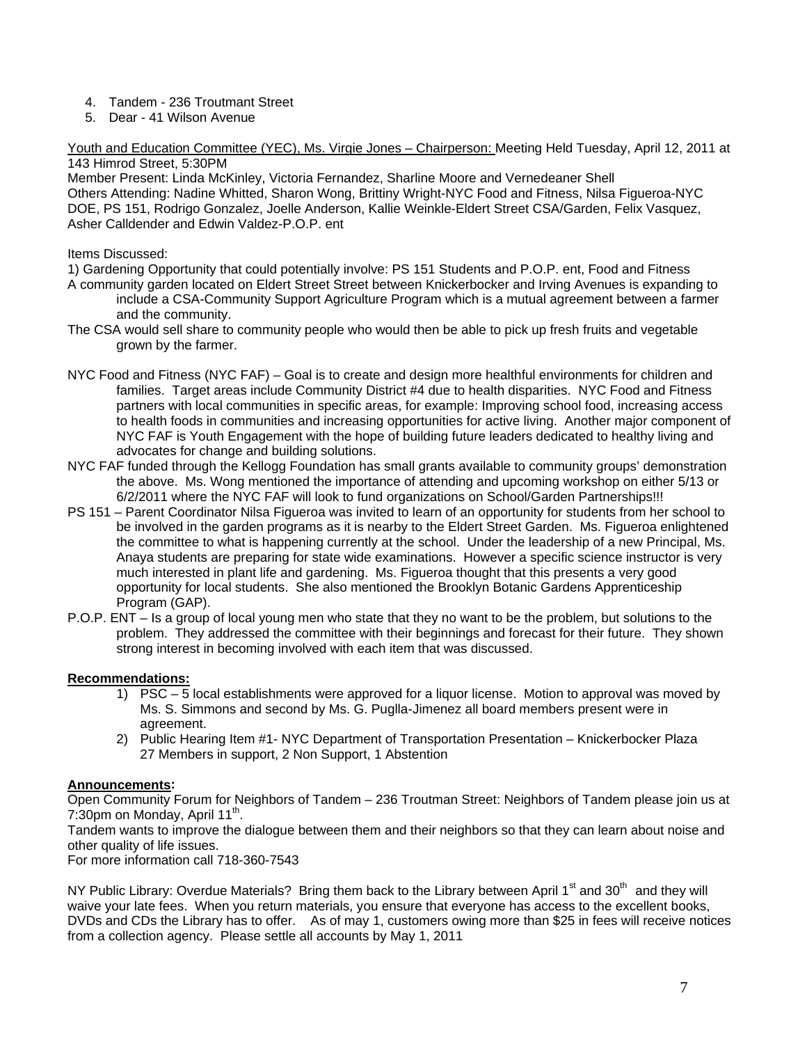4. Tandem - 236 Troutmant Street
5. Dear - 41 Wilson Avenue

Youth and Education Committee (YEC), Ms. Virgie Jones – Chairperson: Meeting Held Tuesday, April 12, 2011 at 143 Himrod Street, 5:30PM

Member Present: Linda McKinley, Victoria Fernandez, Sharline Moore and Vernedeaner Shell

Others Attending: Nadine Whitted, Sharon Wong, Brittiny Wright-NYC Food and Fitness, Nilsa Figueroa-NYC DOE, PS 151, Rodrigo Gonzalez, Joelle Anderson, Kallie Weinkle-Eldert Street CSA/Garden, Felix Vasquez, Asher Calldender and Edwin Valdez-P.O.P. ent

Items Discussed:

1) Gardening Opportunity that could potentially involve: PS 151 Students and P.O.P. ent, Food and Fitness

A community garden located on Eldert Street Street between Knickerbocker and Irving Avenues is expanding to include a CSA-Community Support Agriculture Program which is a mutual agreement between a farmer and the community.

The CSA would sell share to community people who would then be able to pick up fresh fruits and vegetable grown by the farmer.

NYC Food and Fitness (NYC FAF) – Goal is to create and design more healthful environments for children and families. Target areas include Community District #4 due to health disparities. NYC Food and Fitness partners with local communities in specific areas, for example: Improving school food, increasing access to health foods in communities and increasing opportunities for active living. Another major component of NYC FAF is Youth Engagement with the hope of building future leaders dedicated to healthy living and advocates for change and building solutions.

NYC FAF funded through the Kellogg Foundation has small grants available to community groups' demonstration the above. Ms. Wong mentioned the importance of attending and upcoming workshop on either 5/13 or 6/2/2011 where the NYC FAF will look to fund organizations on School/Garden Partnerships!!!

PS 151 – Parent Coordinator Nilsa Figueroa was invited to learn of an opportunity for students from her school to be involved in the garden programs as it is nearby to the Eldert Street Garden. Ms. Figueroa enlightened the committee to what is happening currently at the school. Under the leadership of a new Principal, Ms. Anaya students are preparing for state wide examinations. However a specific science instructor is very much interested in plant life and gardening. Ms. Figueroa thought that this presents a very good opportunity for local students. She also mentioned the Brooklyn Botanic Gardens Apprenticeship Program (GAP).

P.O.P. ENT – Is a group of local young men who state that they no want to be the problem, but solutions to the problem. They addressed the committee with their beginnings and forecast for their future. They shown strong interest in becoming involved with each item that was discussed.

**Recommendations:**

1) PSC – 5 local establishments were approved for a liquor license. Motion to approval was moved by Ms. S. Simmons and second by Ms. G. Puglla-Jimenez all board members present were in agreement.
2) Public Hearing Item #1- NYC Department of Transportation Presentation – Knickerbocker Plaza 27 Members in support, 2 Non Support, 1 Abstention

**Announcements:**

Open Community Forum for Neighbors of Tandem – 236 Troutman Street: Neighbors of Tandem please join us at 7:30pm on Monday, April 11th.

Tandem wants to improve the dialogue between them and their neighbors so that they can learn about noise and other quality of life issues.

For more information call 718-360-7543

NY Public Library: Overdue Materials? Bring them back to the Library between April 1st and 30th and they will waive your late fees. When you return materials, you ensure that everyone has access to the excellent books, DVDs and CDs the Library has to offer. As of may 1, customers owing more than $25 in fees will receive notices from a collection agency. Please settle all accounts by May 1, 2011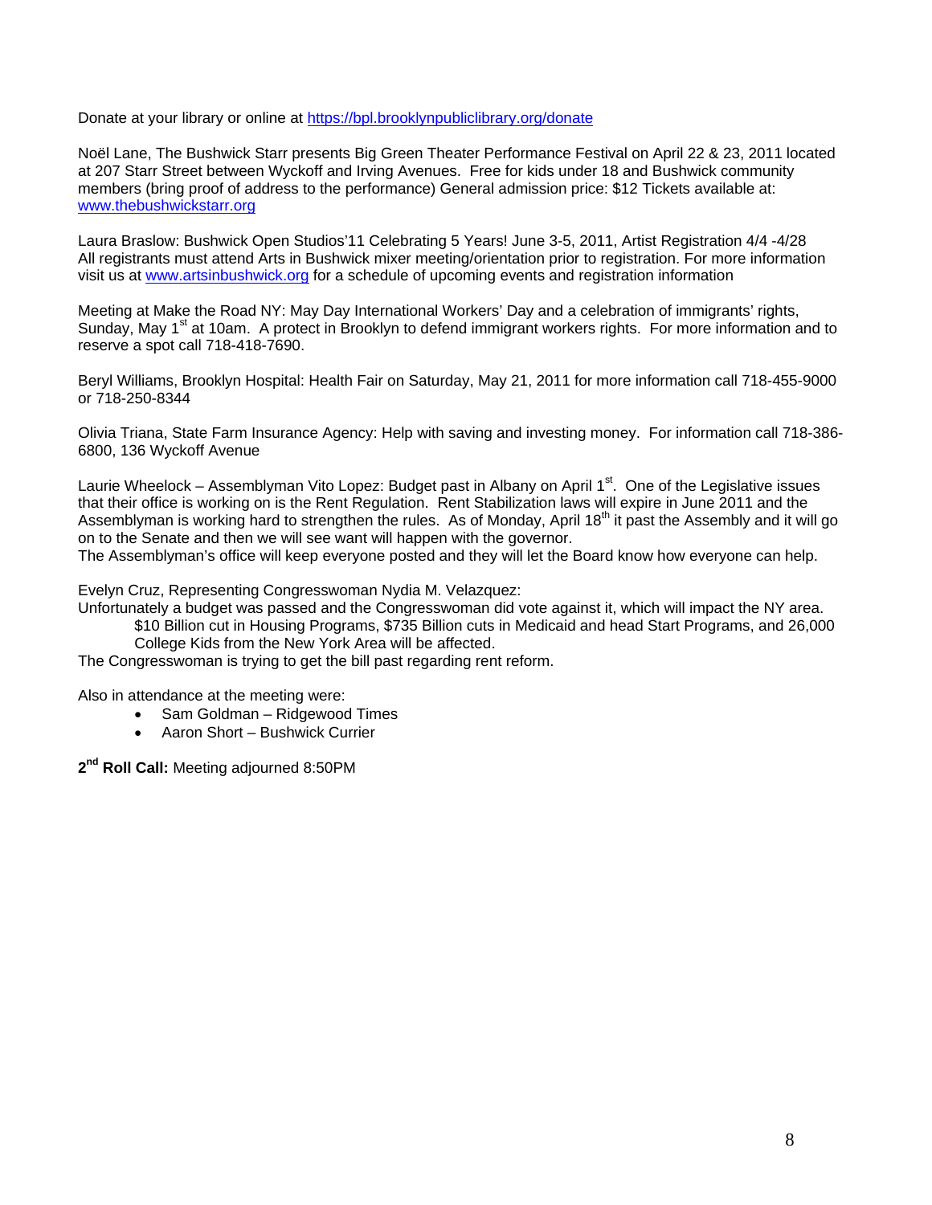Donate at your library or online at https://bpl.brooklynpubliclibrary.org/donate

Noël Lane, The Bushwick Starr presents Big Green Theater Performance Festival on April 22 & 23, 2011 located at 207 Starr Street between Wyckoff and Irving Avenues. Free for kids under 18 and Bushwick community members (bring proof of address to the performance) General admission price: $12 Tickets available at: www.thebushwickstarr.org

Laura Braslow: Bushwick Open Studios'11 Celebrating 5 Years! June 3-5, 2011, Artist Registration 4/4 -4/28
All registrants must attend Arts in Bushwick mixer meeting/orientation prior to registration. For more information visit us at www.artsinbushwick.org for a schedule of upcoming events and registration information

Meeting at Make the Road NY: May Day International Workers' Day and a celebration of immigrants' rights, Sunday, May 1st at 10am. A protect in Brooklyn to defend immigrant workers rights. For more information and to reserve a spot call 718-418-7690.

Beryl Williams, Brooklyn Hospital: Health Fair on Saturday, May 21, 2011 for more information call 718-455-9000 or 718-250-8344

Olivia Triana, State Farm Insurance Agency: Help with saving and investing money. For information call 718-386-6800, 136 Wyckoff Avenue

Laurie Wheelock – Assemblyman Vito Lopez: Budget past in Albany on April 1st. One of the Legislative issues that their office is working on is the Rent Regulation. Rent Stabilization laws will expire in June 2011 and the Assemblyman is working hard to strengthen the rules. As of Monday, April 18th it past the Assembly and it will go on to the Senate and then we will see want will happen with the governor.
The Assemblyman's office will keep everyone posted and they will let the Board know how everyone can help.

Evelyn Cruz, Representing Congresswoman Nydia M. Velazquez:
Unfortunately a budget was passed and the Congresswoman did vote against it, which will impact the NY area.
> $10 Billion cut in Housing Programs, $735 Billion cuts in Medicaid and head Start Programs, and 26,000 College Kids from the New York Area will be affected.

The Congresswoman is trying to get the bill past regarding rent reform.

Also in attendance at the meeting were:

- Sam Goldman – Ridgewood Times
- Aaron Short – Bushwick Currier

**2nd Roll Call:** Meeting adjourned 8:50PM